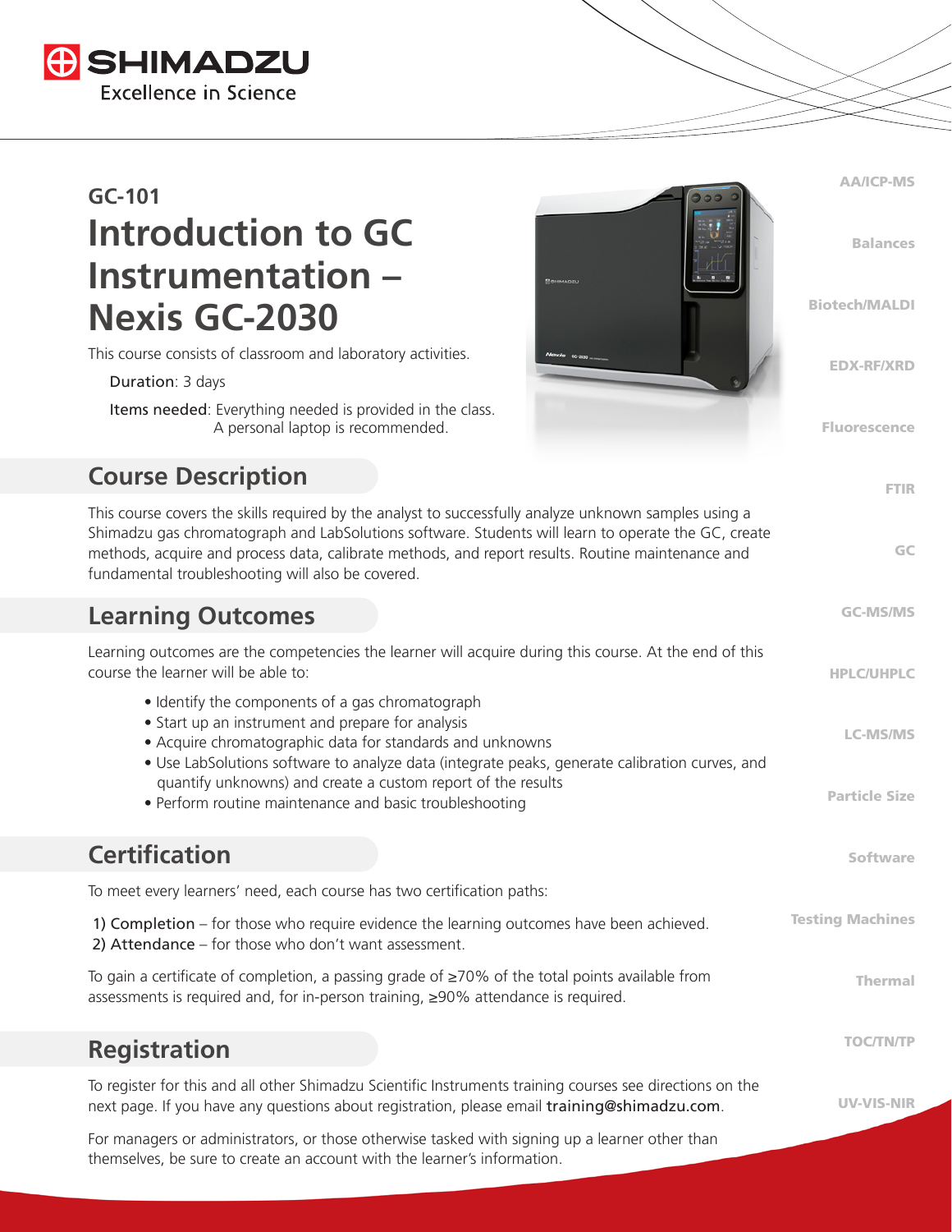SHIMADZU
Excellence in Science

GC-101

# Introduction to GC Instrumentation – Nexis GC-2030

This course consists of classroom and laboratory activities.

Duration: 3 days

Items needed: Everything needed is provided in the class. A personal laptop is recommended.

## Course Description

This course covers the skills required by the analyst to successfully analyze unknown samples using a Shimadzu gas chromatograph and LabSolutions software. Students will learn to operate the GC, create methods, acquire and process data, calibrate methods, and report results. Routine maintenance and fundamental troubleshooting will also be covered.

## Learning Outcomes

Learning outcomes are the competencies the learner will acquire during this course. At the end of this course the learner will be able to:

- Identify the components of a gas chromatograph
- Start up an instrument and prepare for analysis
- Acquire chromatographic data for standards and unknowns
- Use LabSolutions software to analyze data (integrate peaks, generate calibration curves, and quantify unknowns) and create a custom report of the results
- Perform routine maintenance and basic troubleshooting

## Certification

To meet every learners' need, each course has two certification paths:

1) Completion – for those who require evidence the learning outcomes have been achieved.
2) Attendance – for those who don't want assessment.

To gain a certificate of completion, a passing grade of ≥70% of the total points available from assessments is required and, for in-person training, ≥90% attendance is required.

## Registration

To register for this and all other Shimadzu Scientific Instruments training courses see directions on the next page. If you have any questions about registration, please email training@shimadzu.com.

For managers or administrators, or those otherwise tasked with signing up a learner other than themselves, be sure to create an account with the learner's information.

AA/ICP-MS
Balances
Biotech/MALDI
EDX-RF/XRD
Fluorescence
FTIR
GC
GC-MS/MS
HPLC/UHPLC
LC-MS/MS
Particle Size
Software
Testing Machines
Thermal
TOC/TN/TP
UV-VIS-NIR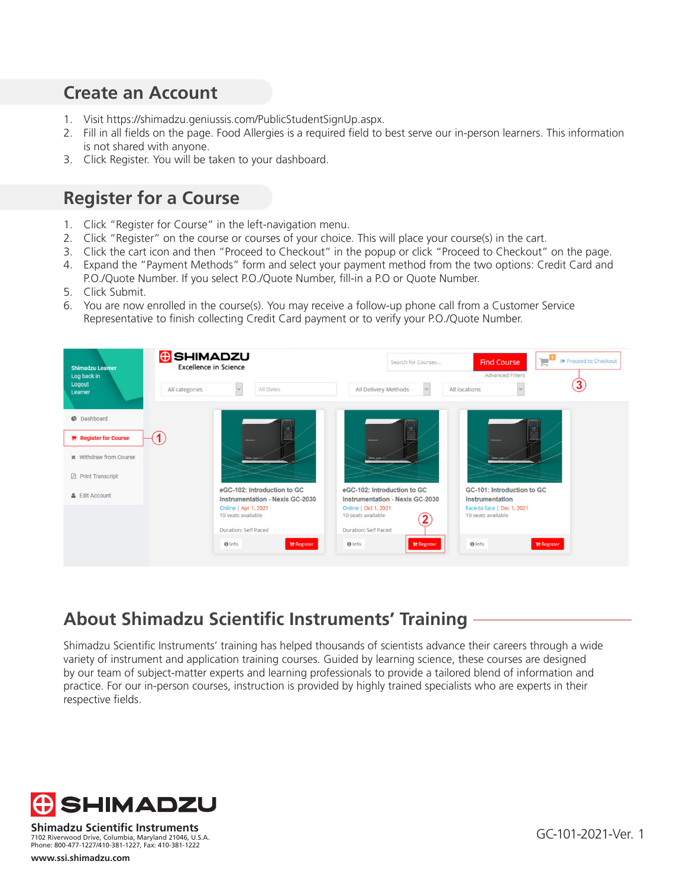## Create an Account

1. Visit https://shimadzu.geniussis.com/PublicStudentSignUp.aspx.
2. Fill in all fields on the page. Food Allergies is a required field to best serve our in-person learners. This information is not shared with anyone.
3. Click Register. You will be taken to your dashboard.

## Register for a Course

1. Click "Register for Course" in the left-navigation menu.
2. Click "Register" on the course or courses of your choice. This will place your course(s) in the cart.
3. Click the cart icon and then "Proceed to Checkout" in the popup or click "Proceed to Checkout" on the page.
4. Expand the "Payment Methods" form and select your payment method from the two options: Credit Card and P.O./Quote Number. If you select P.O./Quote Number, fill-in a P.O or Quote Number.
5. Click Submit.
6. You are now enrolled in the course(s). You may receive a follow-up phone call from a Customer Service Representative to finish collecting Credit Card payment or to verify your P.O./Quote Number.

## About Shimadzu Scientific Instruments' Training

Shimadzu Scientific Instruments' training has helped thousands of scientists advance their careers through a wide variety of instrument and application training courses. Guided by learning science, these courses are designed by our team of subject-matter experts and learning professionals to provide a tailored blend of information and practice. For our in-person courses, instruction is provided by highly trained specialists who are experts in their respective fields.

SHIMADZU

**Shimadzu Scientific Instruments**
7102 Riverwood Drive, Columbia, Maryland 21046, U.S.A.
Phone: 800-477-1227/410-381-1227, Fax: 410-381-1222

**www.ssi.shimadzu.com**

GC-101-2021-Ver. 1